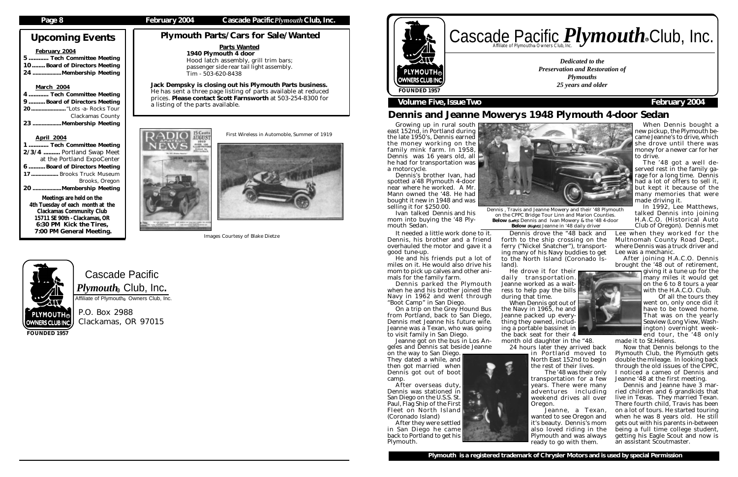## Upcoming Events

**February 2004**

- 5 ............ **Tech Committee Meeting**
- 10 ........ **Board of Directors Meeting**
- 24 .................. **Membership Meeting**

**March 2004**

- 4 ............ **Tech Committee Meeting**
- 9 .......... **Board of Directors Meeting**
- 20 ....................... "Lots -a- Rocks Tour Clackamas County
- 23 .................. **Membership Meeting**

**April 2004**

- 1 ............ **Tech Committee Meeting**
- 2/3/4 .......... Portland Swap Meet at the Portland ExpoCenter
- 6 .......... **Board of Directors Meeting**
- 17 .................. Brooks Truck Museum Brooks, Oregon
- 20 .................. **Membership Meeting**

**Meetings are held on the 4th Tuesday of each month at the Clackamas Community Club 15711 SE 90th - Clackamas, OR 6:30 PM Kick the Tires, 7:00 PM General Meeting.**

## Plymouth Parts/Cars for Sale/Wanted

**Parts Wanted**

**1940 Plymouth 4 door**
Hood latch assembly, grill trim bars; passenger side rear tail light assembly.
Tim - 503-620-8438

**Jack Dempsky is closing out his Plymouth Parts business.** He has sent a three page listing of parts available at reduced prices. **Please contact Scott Farnsworth** at 503-254-8300 for a listing of the parts available.

First Wireless in Automobile, Summer of 1919

Images Courtesy of Blake Dietze

Cascade Pacific *Plymouth*® Club, Inc.
Affiliate of Plymouth® Owners Club, Inc.

P.O. Box 2988
Clackamas, OR 97015

FOUNDED 1957

---

# Cascade Pacific *Plymouth*® Club, Inc.

Affiliate of Plymouth® Owners Club, Inc.

*Dedicated to the Preservation and Restoration of Plymouths 25 years and older*

FOUNDED 1957

**Volume Five, Issue Two** — **February 2004**

## Dennis and Jeanne Mowerys 1948 Plymouth 4-door Sedan

Growing up in rural south east 152nd, in Portland during the late 1950's, Dennis earned the money working on the family mink farm. In 1958, Dennis was 16 years old, all he had for transportation was a motorcycle.

Dennis's brother Ivan, had spotted a'48 Plymouth 4-door near where he worked. A Mr. Mann owned the '48. He had bought it new in 1948 and was selling it for $250.00.

Ivan talked Dennis and his mom into buying the '48 Plymouth Sedan.

It needed a little work done to it. Dennis, his brother and a friend overhauled the motor and gave it a good tune-up.

He and his friends put a lot of miles on it. He would also drive his mom to pick up calves and other animals for the family farm.

Dennis parked the Plymouth when he and his brother joined the Navy in 1962 and went through "Boot Camp" in San Diego.

On a trip on the Grey Hound Bus from Portland, back to San Diego, Dennis met Jeanne his future wife. Jeanne was a Texan, who was going to visit family in San Diego.

Jeanne got on the bus in Los Angeles and Dennis sat beside Jeanne on the way to San Diego. They dated a while, and then got married when Dennis got out of boot camp.

After overseas duty, Dennis was stationed in San Diego on the U.S.S. St. Paul, Flag Ship of the First Fleet on North Island (Coronado Island)

After they were settled in San Diego he came back to Portland to get his Plymouth.

Dennis , Travis and Jeanne Mowery and their '48 Plymouth on the CPPC Bridge Tour Linn and Marion Counties.
**Below (Left):** Dennis and Ivan Mowery & the '48 4-door
**Below (Right):** Jeanne in '48 daily driver

Dennis drove the "48 back and forth to the ship crossing on the ferry ("Nickel Snatcher"), transporting many of his Navy buddies to get to the North Island (Coronado Island).

He drove it for their daily transportation. Jeanne worked as a waitress to help pay the bills during that time.

When Dennis got out of the Navy in 1965, he and Jeanne packed up everything they owned, including a portable bassinet in the back seat for their 4 month old daughter in the "48.

24 hours later they arrived back in Portland moved to North East 152nd to begin the rest of their lives.

The '48 was their only transportation for a few years. There were many adventures including weekend drives all over Oregon.

Jeanne, a Texan, wanted to see Oregon and it's beauty. Dennis's mom also loved riding in the Plymouth and was always ready to go with them.

When Dennis bought a new pickup, the Plymouth became Jeanne's to drive, which she drove until there was money for a newer car for her to drive.

The '48 got a well deserved rest in the family garage for a long time. Dennis had a lot of offers to sell it, but kept it because of the many memories that were made driving it.

In 1992, Lee Matthews, talked Dennis into joining H.A.C.O. (Historical Auto Club of Oregon). Dennis met Lee when they worked for the Multnomah County Road Dept., where Dennis was a truck driver and Lee was a mechanic.

After joining H.A.C.O. Dennis brought the '48 out of retirement, giving it a tune up for the many miles it would get on the 6 to 8 tours a year with the H.A.C.O. Club.

Of all the tours they went on, only once did it have to be towed home. That was on the yearly Seaview (Long View, Washington) overnight weekend tour, the '48 only made it to St.Helens.

Now that Dennis belongs to the Plymouth Club, the Plymouth gets double the mileage. In looking back through the old issues of the CPPC, I noticed a cameo of Dennis and Jeanne '48 at the first meeting.

Dennis and Jeanne have 3 married children and 6 grandkids that live in Texas. They married Texan. There fourth child, Travis has been on a lot of tours. He started touring when he was 8 years old. He still gets out with his parents in-between being a full time college student, getting his Eagle Scout and now is an assistant Scoutmaster.

**Plymouth is a registered trademark of Chrysler Motors and is used by special Permission**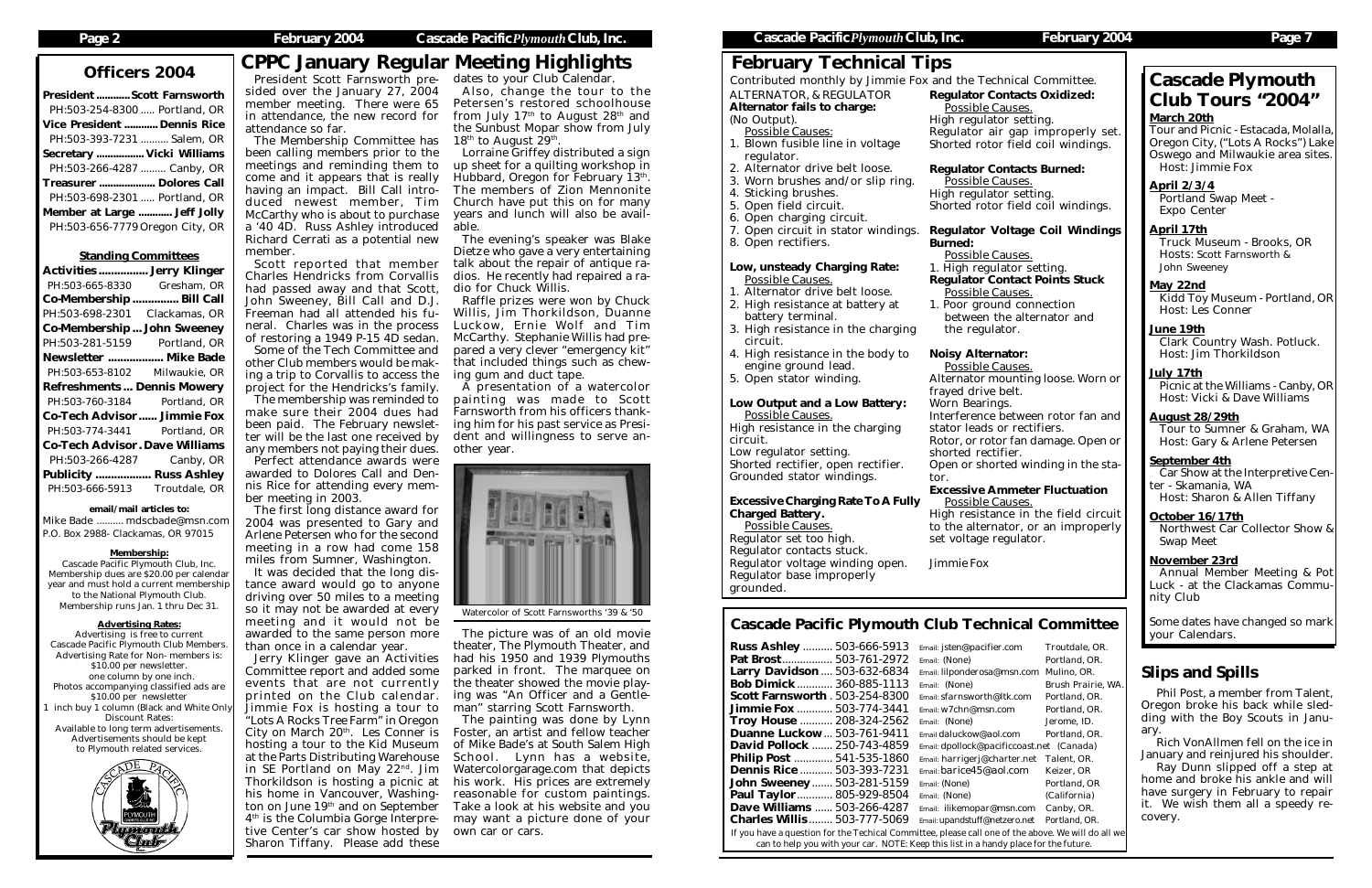## Officers 2004

**President ............ Scott Farnsworth**
PH:503-254-8300 ..... Portland, OR
**Vice President ............ Dennis Rice**
PH:503-393-7231 .......... Salem, OR
**Secretary ................ Vicki Williams**
PH:503-266-4287 ......... Canby, OR
**Treasurer ................... Dolores Call**
PH:503-698-2301 ..... Portland, OR
**Member at Large ............ Jeff Jolly**
PH:503-656-7779 Oregon City, OR

### Standing Committees

**Activities ................ Jerry Klinger**
PH:503-665-8330 Gresham, OR
**Co-Membership ............... Bill Call**
PH:503-698-2301 Clackamas, OR
**Co-Membership ... John Sweeney**
PH:503-281-5159 Portland, OR
**Newsletter .................. Mike Bade**
PH:503-653-8102 Milwaukie, OR
**Refreshments ... Dennis Mowery**
PH:503-760-3184 Portland, OR
**Co-Tech Advisor ...... Jimmie Fox**
PH:503-774-3441 Portland, OR
**Co-Tech Advisor . Dave Williams**
PH:503-266-4287 Canby, OR
**Publicity .................. Russ Ashley**
PH:503-666-5913 Troutdale, OR

**email/mail articles to:**
Mike Bade .......... mdscbade@msn.com
P.O. Box 2988- Clackamas, OR 97015

**Membership:**
Cascade Pacific Plymouth Club, Inc. Membership dues are $20.00 per calendar year and must hold a current membership to the National Plymouth Club. Membership runs Jan. 1 thru Dec 31.

**Advertising Rates:**
Advertising is free to current Cascade Pacific Plymouth Club Members. Advertising Rate for Non- members is: $10.00 per newsletter. one column by one inch. Photos accompanying classified ads are $10.00 per newsletter 1 inch buy 1 column (Black and White Only) Discount Rates: Available to long term advertisements. Advertisements should be kept to Plymouth related services.

## CPPC January Regular Meeting Highlights

President Scott Farnsworth presided over the January 27, 2004 member meeting. There were 65 in attendance, the new record for attendance so far.

The Membership Committee has been calling members prior to the meetings and reminding them to come and it appears that is really having an impact. Bill Call introduced newest member, Tim McCarthy who is about to purchase a '40 4D. Russ Ashley introduced Richard Cerrati as a potential new member.

Scott reported that member Charles Hendricks from Corvallis had passed away and that Scott, John Sweeney, Bill Call and D.J. Freeman had all attended his funeral. Charles was in the process of restoring a 1949 P-15 4D sedan. Some of the Tech Committee and other Club members would be making a trip to Corvallis to access the project for the Hendricks's family.

The membership was reminded to make sure their 2004 dues had been paid. The February newsletter will be the last one received by any members not paying their dues.

Perfect attendance awards were awarded to Dolores Call and Dennis Rice for attending every member meeting in 2003.

The first long distance award for 2004 was presented to Gary and Arlene Petersen who for the second meeting in a row had come 158 miles from Sumner, Washington.

It was decided that the long distance award would go to anyone driving over 50 miles to a meeting so it may not be awarded at every meeting and it would not be awarded to the same person more than once in a calendar year.

Jerry Klinger gave an Activities Committee report and added some events that are not currently printed on the Club calendar. Jimmie Fox is hosting a tour to "Lots A Rocks Tree Farm" in Oregon City on March 20th. Les Conner is hosting a tour to the Kid Museum at the Parts Distributing Warehouse in SE Portland on May 22nd. Jim Thorkildson is hosting a picnic at his home in Vancouver, Washington on June 19th and on September 4th is the Columbia Gorge Interpretive Center's car show hosted by Sharon Tiffany. Please add these dates to your Club Calendar.

Also, change the tour to the Petersen's restored schoolhouse from July 17th to August 28th and the Sunbust Mopar show from July 18th to August 29th.

Lorraine Griffey distributed a sign up sheet for a quilting workshop in Hubbard, Oregon for February 13th. The members of Zion Mennonite Church have put this on for many years and lunch will also be available.

The evening's speaker was Blake Dietze who gave a very entertaining talk about the repair of antique radios. He recently had repaired a radio for Chuck Willis.

Raffle prizes were won by Chuck Willis, Jim Thorkildson, Duanne Luckow, Ernie Wolf and Tim McCarthy. Stephanie Willis had prepared a very clever "emergency kit" that included things such as chewing gum and duct tape.

A presentation of a watercolor painting was made to Scott Farnsworth from his officers thanking him for his past service as President and willingness to serve another year.

Watercolor of Scott Farnsworths '39 & '50

The picture was of an old movie theater, The Plymouth Theater, and had his 1950 and 1939 Plymouths parked in front. The marquee on the theater showed the movie playing was "An Officer and a Gentleman" starring Scott Farnsworth.

The painting was done by Lynn Foster, an artist and fellow teacher of Mike Bade's at South Salem High School. Lynn has a website, Watercolorgarage.com that depicts his work. His prices are extremely reasonable for custom paintings. Take a look at his website and you may want a picture done of your own car or cars.

## February Technical Tips

Contributed monthly by Jimmie Fox and the Technical Committee.

ALTERNATOR, & REGULATOR
**Alternator fails to charge:**
(No Output).
Possible Causes:
1. Blown fusible line in voltage regulator.
2. Alternator drive belt loose.
3. Worn brushes and/or slip ring.
4. Sticking brushes.
5. Open field circuit.
6. Open charging circuit.
7. Open circuit in stator windings.
8. Open rectifiers.

**Low, unsteady Charging Rate:**
Possible Causes.
1. Alternator drive belt loose.
2. High resistance at battery at battery terminal.
3. High resistance in the charging circuit.
4. High resistance in the body to engine ground lead.
5. Open stator winding.

**Low Output and a Low Battery:**
Possible Causes.
High resistance in the charging circuit.
Low regulator setting.
Shorted rectifier, open rectifier.
Grounded stator windings.

**Excessive Charging Rate To A Fully Charged Battery.**
Possible Causes.
Regulator set too high.
Regulator contacts stuck.
Regulator voltage winding open.
Regulator base improperly grounded.

**Regulator Contacts Oxidized:**
Possible Causes.
High regulator setting.
Regulator air gap improperly set.
Shorted rotor field coil windings.

**Regulator Contacts Burned:**
Possible Causes.
High regulator setting.
Shorted rotor field coil windings.

**Regulator Voltage Coil Windings Burned:**
Possible Causes.
1. High regulator setting.

**Regulator Contact Points Stuck**
Possible Causes.
1. Poor ground connection between the alternator and the regulator.

**Noisy Alternator:**
Possible Causes.
Alternator mounting loose. Worn or frayed drive belt.
Worn Bearings.
Interference between rotor fan and stator leads or rectifiers.
Rotor, or rotor fan damage. Open or shorted rectifier.
Open or shorted winding in the stator.

**Excessive Ammeter Fluctuation**
Possible Causes.
High resistance in the field circuit to the alternator, or an improperly set voltage regulator.

Jimmie Fox

## Cascade Pacific Plymouth Club Technical Committee

| Name | Phone | Email | Location |
|---|---|---|---|
| **Russ Ashley** | 503-666-5913 | jsten@pacifier.com | Troutdale, OR. |
| **Pat Brost** | 503-761-2972 | (None) | Portland, OR. |
| **Larry Davidson** | 503-632-6834 | lilponderosa@msn.com | Mulino, OR. |
| **Bob Dimick** | 360-885-1113 | (None) | Brush Prairie, WA. |
| **Scott Farnsworth** | 503-254-8300 | sfarnsworth@ltk.com | Portland, OR. |
| **Jimmie Fox** | 503-774-3441 | w7chn@msn.com | Portland, OR. |
| **Troy House** | 208-324-2562 | (None) | Jerome, ID. |
| **Duanne Luckow** | 503-761-9411 | daluckow@aol.com | Portland, OR. |
| **David Pollock** | 250-743-4859 | dpollock@pacificcoast.net | (Canada) |
| **Philip Post** | 541-535-1860 | harrigerj@charter.net | Talent, OR. |
| **Dennis Rice** | 503-393-7231 | barice45@aol.com | Keizer, OR |
| **John Sweeney** | 503-281-5159 | (None) | Portland, OR |
| **Paul Taylor** | 805-929-8504 | (None) | (California) |
| **Dave Williams** | 503-266-4287 | ilikemopar@msn.com | Canby, OR. |
| **Charles Willis** | 503-777-5069 | upandstuff@netzero.net | Portland, OR. |

If you have a question for the Techical Committee, please call one of the above. We will do all we can to help you with your car. NOTE: Keep this list in a handy place for the future.

## Cascade Plymouth Club Tours "2004"

**March 20th**
Tour and Picnic - Estacada, Molalla, Oregon City, ("Lots A Rocks") Lake Oswego and Milwaukie area sites. Host: Jimmie Fox

**April 2/3/4**
Portland Swap Meet - Expo Center

**April 17th**
Truck Museum - Brooks, OR
Hosts: Scott Farnsworth & John Sweeney

**May 22nd**
Kidd Toy Museum - Portland, OR
Host: Les Conner

**June 19th**
Clark Country Wash. Potluck.
Host: Jim Thorkildson

**July 17th**
Picnic at the Williams - Canby, OR
Host: Vicki & Dave Williams

**August 28/29th**
Tour to Sumner & Graham, WA
Host: Gary & Arlene Petersen

**September 4th**
Car Show at the Interpretive Center - Skamania, WA
Host: Sharon & Allen Tiffany

**October 16/17th**
Northwest Car Collector Show & Swap Meet

**November 23rd**
Annual Member Meeting & Pot Luck - at the Clackamas Community Club

Some dates have changed so mark your Calendars.

## Slips and Spills

Phil Post, a member from Talent, Oregon broke his back while sledding with the Boy Scouts in January.

Rich VonAllmen fell on the ice in January and reinjured his shoulder.

Ray Dunn slipped off a step at home and broke his ankle and will have surgery in February to repair it. We wish them all a speedy recovery.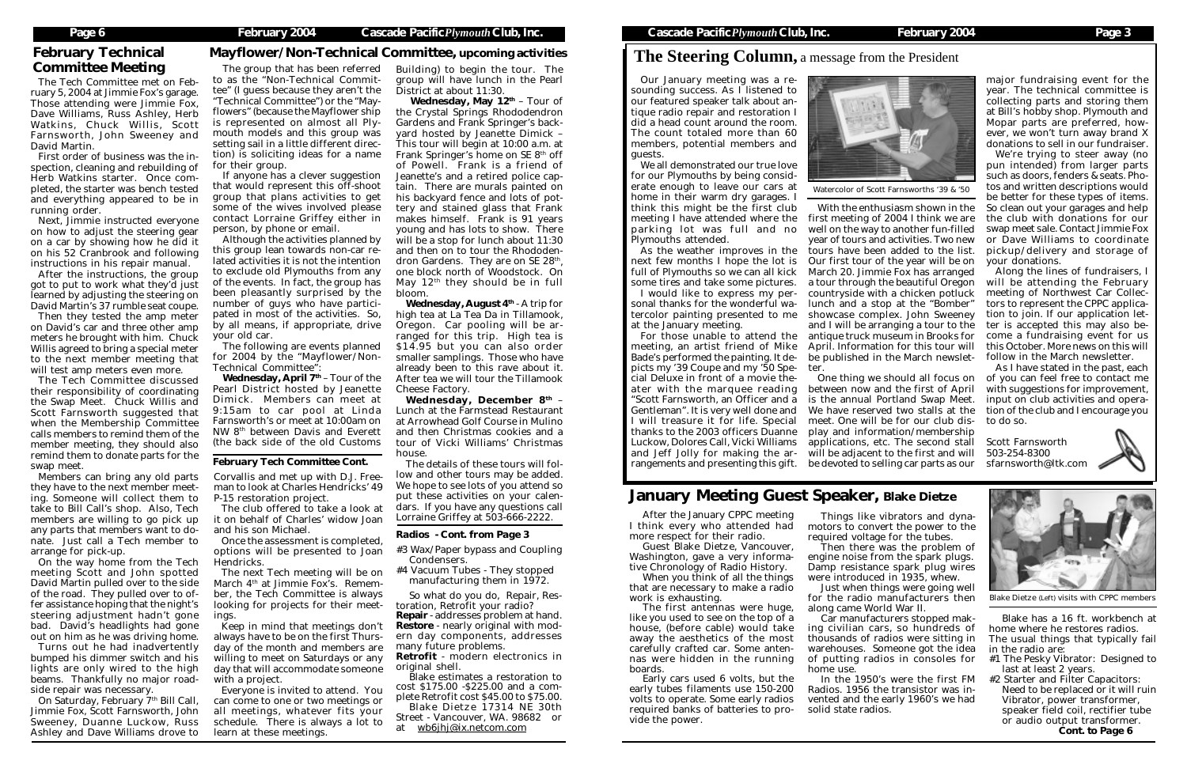## February Technical Committee Meeting

The Tech Committee met on February 5, 2004 at Jimmie Fox's garage. Those attending were Jimmie Fox, Dave Williams, Russ Ashley, Herb Watkins, Chuck Willis, Scott Farnsworth, John Sweeney and David Martin.

First order of business was the inspection, cleaning and rebuilding of Herb Watkins starter. Once completed, the starter was bench tested and everything appeared to be in running order.

Next, Jimmie instructed everyone on how to adjust the steering gear on a car by showing how he did it on his 52 Cranbrook and following instructions in his repair manual.

After the instructions, the group got to put to work what they'd just learned by adjusting the steering on David Martin's 37 rumble seat coupe.

Then they tested the amp meter on David's car and three other amp meters he brought with him. Chuck Willis agreed to bring a special meter to the next member meeting that will test amp meters even more.

The Tech Committee discussed their responsibility of coordinating the Swap Meet. Chuck Willis and Scott Farnsworth suggested that when the Membership Committee calls members to remind them of the member meeting, they should also remind them to donate parts for the swap meet.

Members can bring any old parts they have to the next member meeting. Someone will collect them to take to Bill Call's shop. Also, Tech members are willing to go pick up any parts that members want to donate. Just call a Tech member to arrange for pick-up.

On the way home from the Tech meeting Scott and John spotted David Martin pulled over to the side of the road. They pulled over to offer assistance hoping that the night's steering adjustment hadn't gone bad. David's headlights had gone out on him as he was driving home.

Turns out he had inadvertently bumped his dimmer switch and his lights are only wired to the high beams. Thankfully no major roadside repair was necessary.

On Saturday, February 7th Bill Call, Jimmie Fox, Scott Farnsworth, John Sweeney, Duanne Luckow, Russ Ashley and Dave Williams drove to Corvallis and met up with D.J. Freeman to look at Charles Hendricks' 49 P-15 restoration project.

The club offered to take a look at it on behalf of Charles' widow Joan and his son Michael.

Once the assessment is completed, options will be presented to Joan Hendricks.

The next Tech meeting will be on March 4th at Jimmie Fox's. Remember, the Tech Committee is always looking for projects for their meetings.

Keep in mind that meetings don't always have to be on the first Thursday of the month and members are willing to meet on Saturdays or any day that will accommodate someone with a project.

Everyone is invited to attend. You can come to one or two meetings or all meetings, whatever fits your schedule. There is always a lot to learn at these meetings.

## Mayflower/Non-Technical Committee, upcoming activities

The group that has been referred to as the "Non-Technical Committee" (I guess because they aren't the "Technical Committee") or the "Mayflowers" (because the Mayflower ship is represented on almost all Plymouth models and this group was setting sail in a little different direction) is soliciting ideas for a name for their group.

If anyone has a clever suggestion that would represent this off-shoot group that plans activities to get some of the wives involved please contact Lorraine Griffey either in person, by phone or email.

Although the activities planned by this group lean towards non-car related activities it is not the intention to exclude old Plymouths from any of the events. In fact, the group has been pleasantly surprised by the number of guys who have participated in most of the activities. So, by all means, if appropriate, drive your old car.

The following are events planned for 2004 by the "Mayflower/Non-Technical Committee":

**Wednesday, April 7th** – Tour of the Pearl District hosted by Jeanette Dimick. Members can meet at 9:15am to car pool at Linda Farnsworth's or meet at 10:00am on NW 8th between Davis and Everett (the back side of the old Customs Building) to begin the tour. The group will have lunch in the Pearl District at about 11:30.

**Wednesday, May 12th** – Tour of the Crystal Springs Rhododendron Gardens and Frank Springer's backyard hosted by Jeanette Dimick – This tour will begin at 10:00 a.m. at Frank Springer's home on SE 8th off of Powell. Frank is a friend of Jeanette's and a retired police captain. There are murals painted on his backyard fence and lots of pottery and stained glass that Frank makes himself. Frank is 91 years young and has lots to show. There will be a stop for lunch about 11:30 and then on to tour the Rhododendron Gardens. They are on SE 28th, one block north of Woodstock. On May 12th they should be in full bloom.

**Wednesday, August 4th** - A trip for high tea at La Tea Da in Tillamook, Oregon. Car pooling will be arranged for this trip. High tea is $14.95 but you can also order smaller samplings. Those who have already been to this rave about it. After tea we will tour the Tillamook Cheese Factory.

**Wednesday, December 8th** – Lunch at the Farmstead Restaurant at Arrowhead Golf Course in Mulino and then Christmas cookies and a tour of Vicki Williams' Christmas house.

The details of these tours will follow and other tours may be added. We hope to see lots of you attend so put these activities on your calendars. If you have any questions call Lorraine Griffey at 503-666-2222.

## Radios - Cont. from Page 3

#3 Wax/Paper bypass and Coupling Condensers.

#4 Vacuum Tubes - They stopped manufacturing them in 1972.

So what do you do, Repair, Restoration, Retrofit your radio?

**Repair** - addresses problem at hand.

**Restore** - nearly original with modern day components, addresses many future problems.

**Retrofit** - modern electronics in original shell.

Blake estimates a restoration to cost $175.00 -$225.00 and a complete Retrofit cost $45.00 to $75.00.

Blake Dietze 17314 NE 30th Street - Vancouver, WA. 98682 or at wb6jhj@ix.netcom.com

# The Steering Column, a message from the President

Our January meeting was a resounding success. As I listened to our featured speaker talk about antique radio repair and restoration I did a head count around the room. The count totaled more than 60 members, potential members and guests.

We all demonstrated our true love for our Plymouths by being considerate enough to leave our cars at home in their warm dry garages. I think this might be the first club meeting I have attended where the parking lot was full and no Plymouths attended.

As the weather improves in the next few months I hope the lot is full of Plymouths so we can all kick some tires and take some pictures.

I would like to express my personal thanks for the wonderful watercolor painting presented to me at the January meeting.

For those unable to attend the meeting, an artist friend of Mike Bade's performed the painting. It depicts my '39 Coupe and my '50 Special Deluxe in front of a movie theater with the marquee reading "Scott Farnsworth, an Officer and a Gentleman". It is very well done and I will treasure it for life. Special thanks to the 2003 officers Duanne Luckow, Dolores Call, Vicki Williams and Jeff Jolly for making the arrangements and presenting this gift.

Watercolor of Scott Farnsworths '39 & '50

With the enthusiasm shown in the first meeting of 2004 I think we are well on the way to another fun-filled year of tours and activities. Two new tours have been added to the list. Our first tour of the year will be on March 20. Jimmie Fox has arranged a tour through the beautiful Oregon countryside with a chicken potluck lunch and a stop at the "Bomber" showcase complex. John Sweeney and I will be arranging a tour to the antique truck museum in Brooks for April. Information for this tour will be published in the March newsletter.

One thing we should all focus on between now and the first of April is the annual Portland Swap Meet. We have reserved two stalls at the meet. One will be for our club display and information/membership applications, etc. The second stall will be adjacent to the first and will be devoted to selling car parts as our major fundraising event for the year. The technical committee is collecting parts and storing them at Bill's hobby shop. Plymouth and Mopar parts are preferred, however, we won't turn away brand X donations to sell in our fundraiser.

We're trying to steer away (no pun intended) from larger parts such as doors, fenders & seats. Photos and written descriptions would be better for these types of items. So clean out your garages and help the club with donations for our swap meet sale. Contact Jimmie Fox or Dave Williams to coordinate pickup/delivery and storage of your donations.

Along the lines of fundraisers, I will be attending the February meeting of Northwest Car Collectors to represent the CPPC application to join. If our application letter is accepted this may also become a fundraising event for us this October. More news on this will follow in the March newsletter.

As I have stated in the past, each of you can feel free to contact me with suggestions for improvement, input on club activities and operation of the club and I encourage you to do so.

Scott Farnsworth
503-254-8300
sfarnsworth@ltk.com

## January Meeting Guest Speaker, Blake Dietze

After the January CPPC meeting I think every who attended had more respect for their radio.

Guest Blake Dietze, Vancouver, Washington, gave a very informative Chronology of Radio History.

When you think of all the things that are necessary to make a radio work is exhausting.

The first antennas were huge, like you used to see on the top of a house, (before cable) would take away the aesthetics of the most carefully crafted car. Some antennas were hidden in the running boards.

Early cars used 6 volts, but the early tubes filaments use 150-200 volts to operate. Some early radios required banks of batteries to provide the power.

Things like vibrators and dynamotors to convert the power to the required voltage for the tubes.

Then there was the problem of engine noise from the spark plugs. Damp resistance spark plug wires were introduced in 1935, whew.

Just when things were going well for the radio manufacturers then along came World War II.

Car manufacturers stopped making civilian cars, so hundreds of thousands of radios were sitting in warehouses. Someone got the idea of putting radios in consoles for home use.

In the 1950's were the first FM Radios. 1956 the transistor was invented and the early 1960's we had solid state radios.

Blake Dietze (Left) visits with CPPC members

Blake has a 16 ft. workbench at home where he restores radios. The usual things that typically fail in the radio are:

#1 The Pesky Vibrator: Designed to last at least 2 years.

#2 Starter and Filter Capacitors: Need to be replaced or it will ruin Vibrator, power transformer, speaker field coil, rectifier tube or audio output transformer.

**Cont. to Page 6**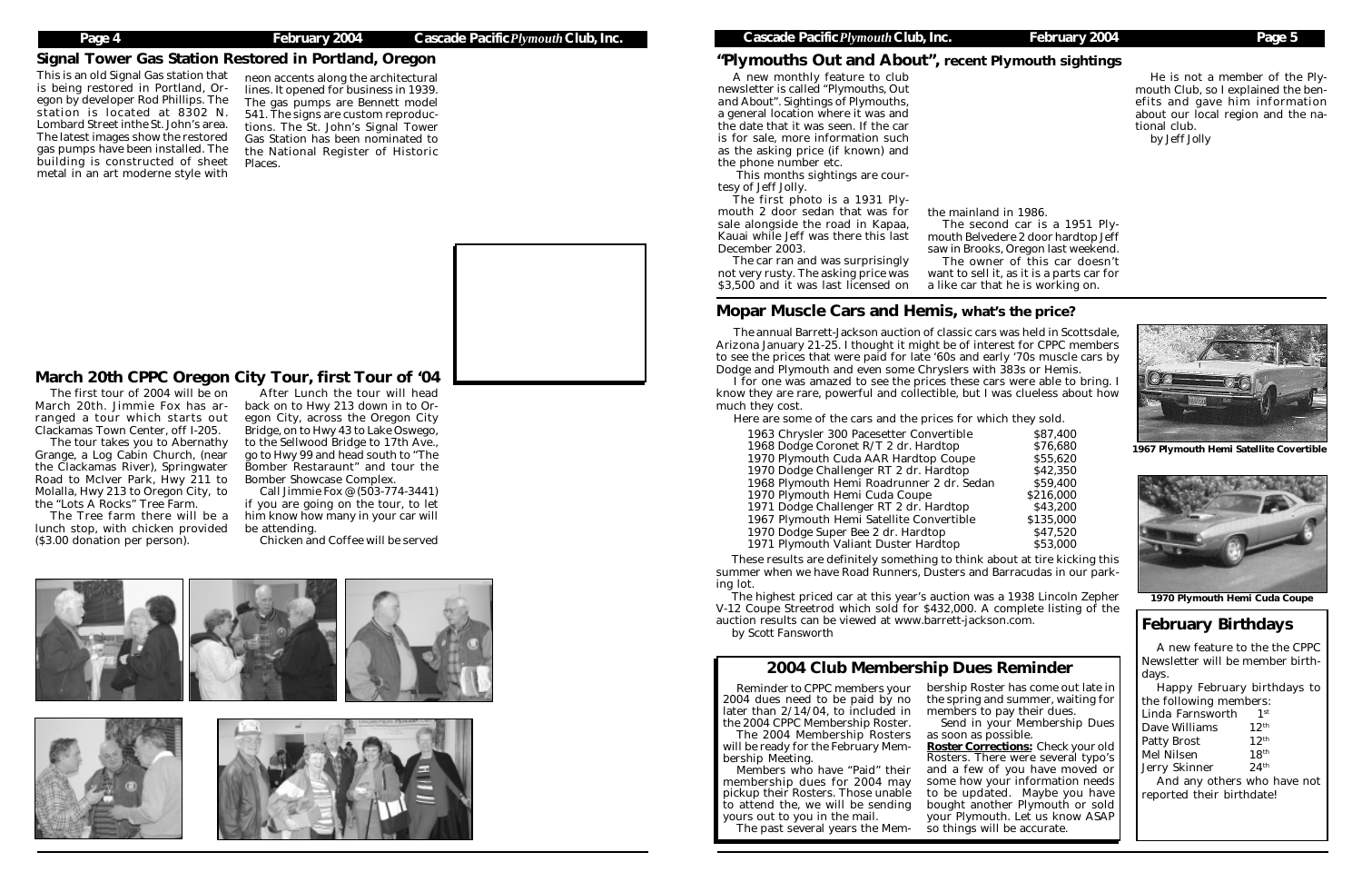## Signal Tower Gas Station Restored in Portland, Oregon

This is an old Signal Gas station that is being restored in Portland, Oregon by developer Rod Phillips. The station is located at 8302 N. Lombard Street inthe St. John's area. The latest images show the restored gas pumps have been installed. The building is constructed of sheet metal in an art moderne style with neon accents along the architectural lines. It opened for business in 1939. The gas pumps are Bennett model 541. The signs are custom reproductions. The St. John's Signal Tower Gas Station has been nominated to the National Register of Historic Places.

## March 20th CPPC Oregon City Tour, first Tour of '04

The first tour of 2004 will be on March 20th. Jimmie Fox has arranged a tour which starts out Clackamas Town Center, off I-205.

The tour takes you to Abernathy Grange, a Log Cabin Church, (near the Clackamas River), Springwater Road to McIver Park, Hwy 211 to Molalla, Hwy 213 to Oregon City, to the "Lots A Rocks" Tree Farm.

The Tree farm there will be a lunch stop, with chicken provided ($3.00 donation per person).

After Lunch the tour will head back on to Hwy 213 down in to Oregon City, across the Oregon City Bridge, on to Hwy 43 to Lake Oswego, to the Sellwood Bridge to 17th Ave., go to Hwy 99 and head south to "The Bomber Restaraunt" and tour the Bomber Showcase Complex.

Call Jimmie Fox @ (503-774-3441) if you are going on the tour, to let him know how many in your car will be attending.

Chicken and Coffee will be served

## "Plymouths Out and About", recent Plymouth sightings

A new monthly feature to club newsletter is called "Plymouths, Out and About". Sightings of Plymouths, a general location where it was and the date that it was seen. If the car is for sale, more information such as the asking price (if known) and the phone number etc.

This months sightings are courtesy of Jeff Jolly.

The first photo is a 1931 Plymouth 2 door sedan that was for sale alongside the road in Kapaa, Kauai while Jeff was there this last December 2003.

The car ran and was surprisingly not very rusty. The asking price was $3,500 and it was last licensed on the mainland in 1986.

The second car is a 1951 Plymouth Belvedere 2 door hardtop Jeff saw in Brooks, Oregon last weekend.

The owner of this car doesn't want to sell it, as it is a parts car for a like car that he is working on.

He is not a member of the Plymouth Club, so I explained the benefits and gave him information about our local region and the national club.

by Jeff Jolly

## Mopar Muscle Cars and Hemis, what's the price?

The annual Barrett-Jackson auction of classic cars was held in Scottsdale, Arizona January 21-25. I thought it might be of interest for CPPC members to see the prices that were paid for late '60s and early '70s muscle cars by Dodge and Plymouth and even some Chryslers with 383s or Hemis.

I for one was amazed to see the prices these cars were able to bring. I know they are rare, powerful and collectible, but I was clueless about how much they cost.

Here are some of the cars and the prices for which they sold.

| | |
|---|---|
| 1963 Chrysler 300 Pacesetter Convertible | $87,400 |
| 1968 Dodge Coronet R/T 2 dr. Hardtop | $76,680 |
| 1970 Plymouth Cuda AAR Hardtop Coupe | $55,620 |
| 1970 Dodge Challenger RT 2 dr. Hardtop | $42,350 |
| 1968 Plymouth Hemi Roadrunner 2 dr. Sedan | $59,400 |
| 1970 Plymouth Hemi Cuda Coupe | $216,000 |
| 1971 Dodge Challenger RT 2 dr. Hardtop | $43,200 |
| 1967 Plymouth Hemi Satellite Convertible | $135,000 |
| 1970 Dodge Super Bee 2 dr. Hardtop | $47,520 |
| 1971 Plymouth Valiant Duster Hardtop | $53,000 |

These results are definitely something to think about at tire kicking this summer when we have Road Runners, Dusters and Barracudas in our parking lot.

The highest priced car at this year's auction was a 1938 Lincoln Zepher V-12 Coupe Streetrod which sold for $432,000. A complete listing of the auction results can be viewed at www.barrett-jackson.com.

by Scott Fansworth

1967 Plymouth Hemi Satellite Covertible

1970 Plymouth Hemi Cuda Coupe

## 2004 Club Membership Dues Reminder

Reminder to CPPC members your 2004 dues need to be paid by no later than 2/14/04, to included in the 2004 CPPC Membership Roster.

The 2004 Membership Rosters will be ready for the February Membership Meeting.

Members who have "Paid" their membership dues for 2004 may pickup their Rosters. Those unable to attend the, we will be sending yours out to you in the mail.

The past several years the Membership Roster has come out late in the spring and summer, waiting for members to pay their dues.

Send in your Membership Dues as soon as possible.

**Roster Corrections:** Check your old Rosters. There were several typo's and a few of you have moved or some how your information needs to be updated. Maybe you have bought another Plymouth or sold your Plymouth. Let us know ASAP so things will be accurate.

## February Birthdays

A new feature to the the CPPC Newsletter will be member birthdays.

Happy February birthdays to the following members:

| | |
|---|---|
| Linda Farnsworth | 1st |
| Dave Williams | 12th |
| Patty Brost | 12th |
| Mel Nilsen | 18th |
| Jerry Skinner | 24th |

And any others who have not reported their birthdate!